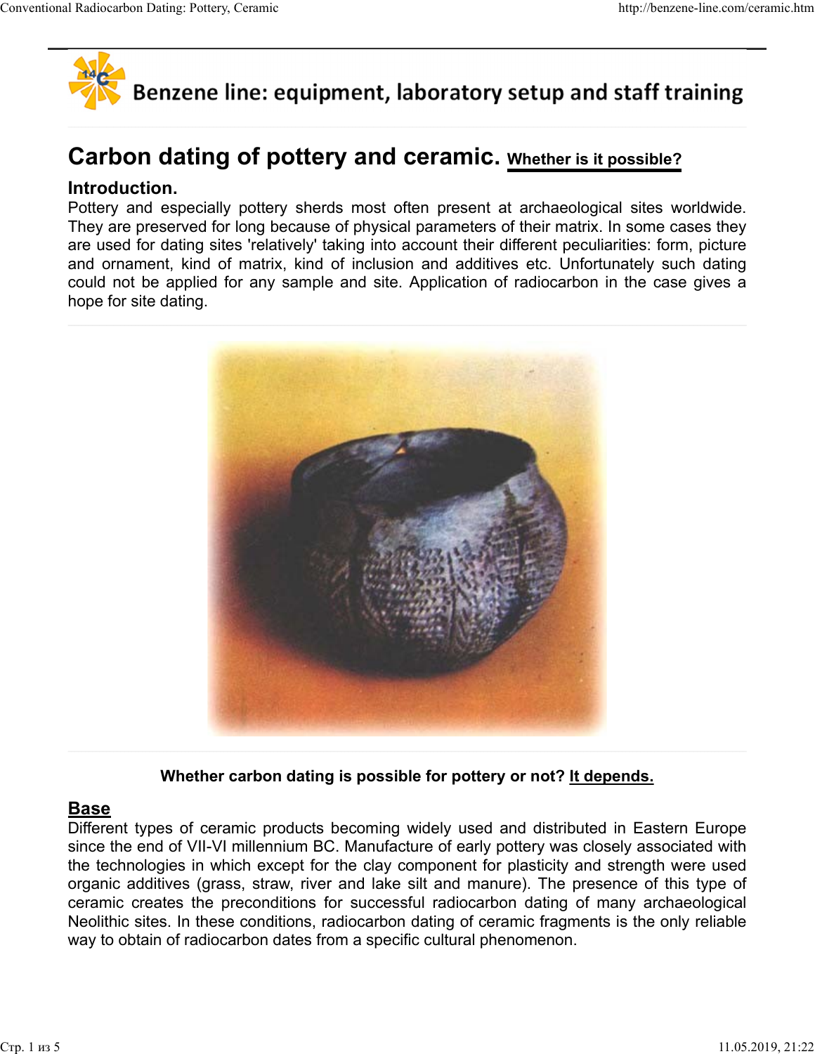Benzene line: equipment, laboratory setup and staff training

# Carbon dating of pottery and ceramic. Whether is it possible?

## Introduction.

Pottery and especially pottery sherds most often present at archaeological sites worldwide. They are preserved for long because of physical parameters of their matrix. In some cases they are used for dating sites 'relatively' taking into account their different peculiarities: form, picture and ornament, kind of matrix, kind of inclusion and additives etc. Unfortunately such dating could not be applied for any sample and site. Application of radiocarbon in the case gives a hope for site dating.

**Whether carbon dating is possible for pottery or not? It depends.**

## Base

Different types of ceramic products becoming widely used and distributed in Eastern Europe since the end of VII-VI millennium BC. Manufacture of early pottery was closely associated with the technologies in which except for the clay component for plasticity and strength were used organic additives (grass, straw, river and lake silt and manure). The presence of this type of ceramic creates the preconditions for successful radiocarbon dating of many archaeological Neolithic sites. In these conditions, radiocarbon dating of ceramic fragments is the only reliable way to obtain of radiocarbon dates from a specific cultural phenomenon.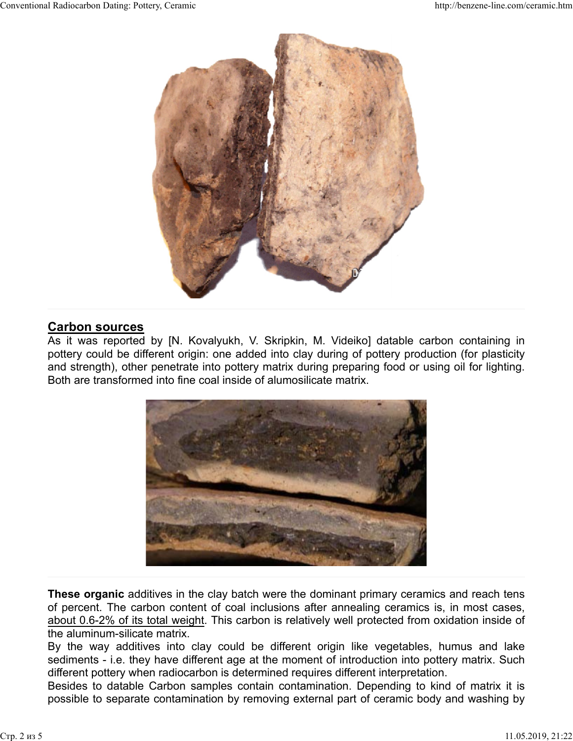## Carbon sources

As it was reported by [N. Kovalyukh, V. Skripkin, M. Videiko] datable carbon containing in pottery could be different origin: one added into clay during of pottery production (for plasticity and strength), other penetrate into pottery matrix during preparing food or using oil for lighting. Both are transformed into fine coal inside of alumosilicate matrix.

**These organic** additives in the clay batch were the dominant primary ceramics and reach tens of percent. The carbon content of coal inclusions after annealing ceramics is, in most cases, about 0.6-2% of its total weight. This carbon is relatively well protected from oxidation inside of the aluminum-silicate matrix.

By the way additives into clay could be different origin like vegetables, humus and lake sediments - i.e. they have different age at the moment of introduction into pottery matrix. Such different pottery when radiocarbon is determined requires different interpretation.

Besides to datable Carbon samples contain contamination. Depending to kind of matrix it is possible to separate contamination by removing external part of ceramic body and washing by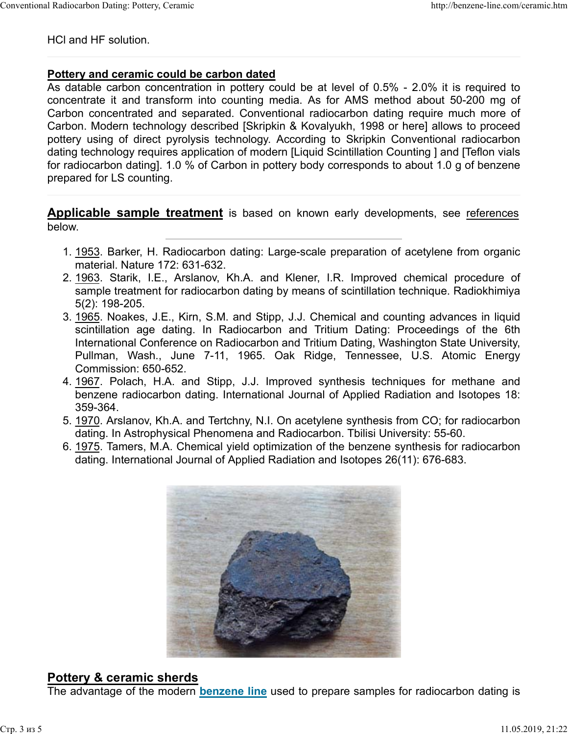HCl and HF solution.

**Pottery and ceramic could be carbon dated**

As datable carbon concentration in pottery could be at level of 0.5% - 2.0% it is required to concentrate it and transform into counting media. As for AMS method about 50-200 mg of Carbon concentrated and separated. Conventional radiocarbon dating require much more of Carbon. Modern technology described [Skripkin & Kovalyukh, 1998 or here] allows to proceed pottery using of direct pyrolysis technology. According to Skripkin Conventional radiocarbon dating technology requires application of modern [Liquid Scintillation Counting ] and [Teflon vials for radiocarbon dating]. 1.0 % of Carbon in pottery body corresponds to about 1.0 g of benzene prepared for LS counting.

**Applicable sample treatment** is based on known early developments, see references below.

1. 1953. Barker, H. Radiocarbon dating: Large-scale preparation of acetylene from organic material. Nature 172: 631-632.
2. 1963. Starik, I.E., Arslanov, Kh.A. and Klener, I.R. Improved chemical procedure of sample treatment for radiocarbon dating by means of scintillation technique. Radiokhimiya 5(2): 198-205.
3. 1965. Noakes, J.E., Kirn, S.M. and Stipp, J.J. Chemical and counting advances in liquid scintillation age dating. In Radiocarbon and Tritium Dating: Proceedings of the 6th International Conference on Radiocarbon and Tritium Dating, Washington State University, Pullman, Wash., June 7-11, 1965. Oak Ridge, Tennessee, U.S. Atomic Energy Commission: 650-652.
4. 1967. Polach, H.A. and Stipp, J.J. Improved synthesis techniques for methane and benzene radiocarbon dating. International Journal of Applied Radiation and Isotopes 18: 359-364.
5. 1970. Arslanov, Kh.A. and Tertchny, N.I. On acetylene synthesis from CO; for radiocarbon dating. In Astrophysical Phenomena and Radiocarbon. Tbilisi University: 55-60.
6. 1975. Tamers, M.A. Chemical yield optimization of the benzene synthesis for radiocarbon dating. International Journal of Applied Radiation and Isotopes 26(11): 676-683.

## Pottery & ceramic sherds

The advantage of the modern **benzene line** used to prepare samples for radiocarbon dating is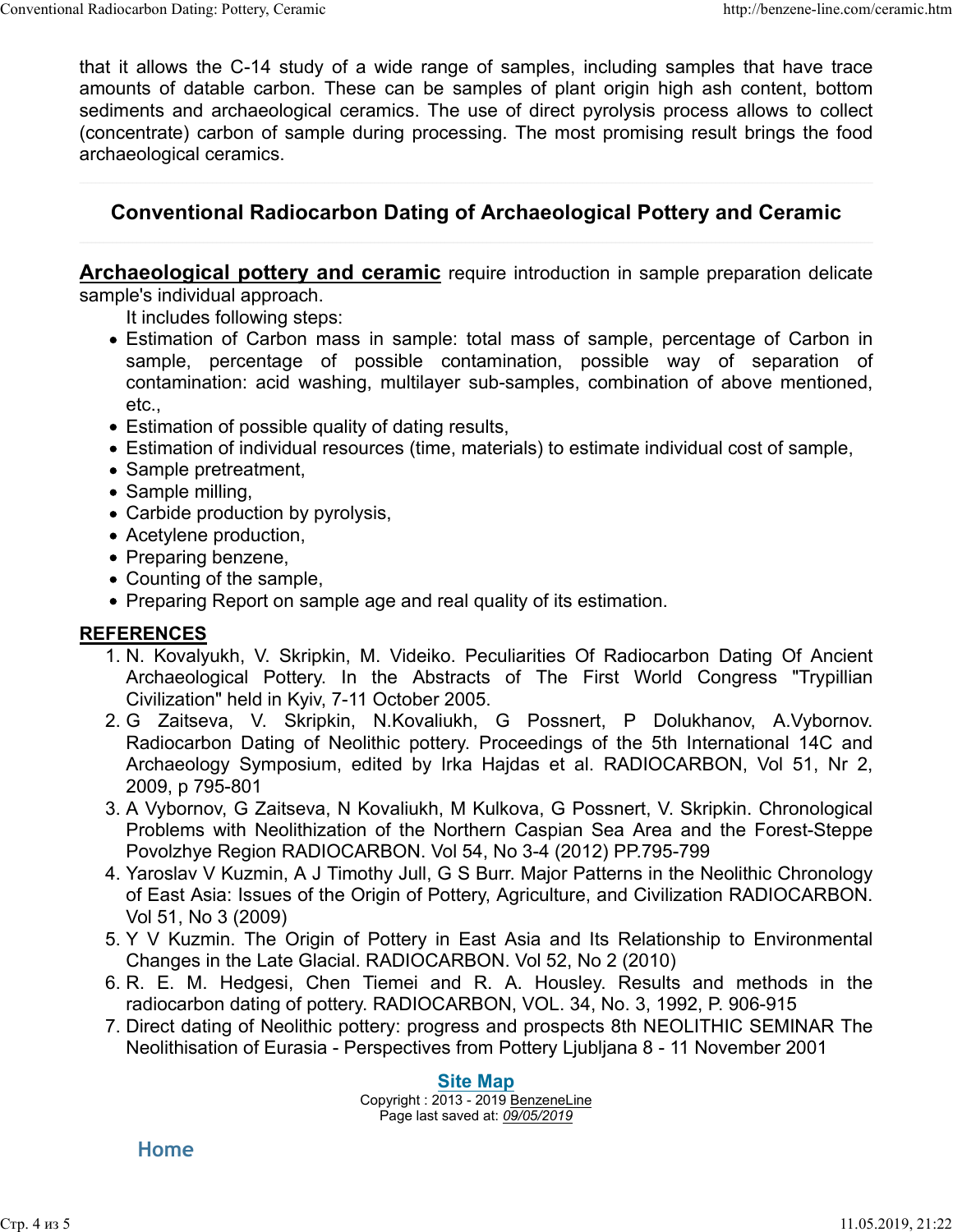that it allows the C-14 study of a wide range of samples, including samples that have trace amounts of datable carbon. These can be samples of plant origin high ash content, bottom sediments and archaeological ceramics. The use of direct pyrolysis process allows to collect (concentrate) carbon of sample during processing. The most promising result brings the food archaeological ceramics.

## Conventional Radiocarbon Dating of Archaeological Pottery and Ceramic

**Archaeological pottery and ceramic** require introduction in sample preparation delicate sample's individual approach.

It includes following steps:

- Estimation of Carbon mass in sample: total mass of sample, percentage of Carbon in sample, percentage of possible contamination, possible way of separation of contamination: acid washing, multilayer sub-samples, combination of above mentioned, etc.,
- Estimation of possible quality of dating results,
- Estimation of individual resources (time, materials) to estimate individual cost of sample,
- Sample pretreatment,
- Sample milling,
- Carbide production by pyrolysis,
- Acetylene production,
- Preparing benzene,
- Counting of the sample,
- Preparing Report on sample age and real quality of its estimation.

**REFERENCES**

1. N. Kovalyukh, V. Skripkin, M. Videiko. Peculiarities Of Radiocarbon Dating Of Ancient Archaeological Pottery. In the Abstracts of The First World Congress "Trypillian Civilization" held in Kyiv, 7-11 October 2005.
2. G Zaitseva, V. Skripkin, N.Kovaliukh, G Possnert, P Dolukhanov, A.Vybornov. Radiocarbon Dating of Neolithic pottery. Proceedings of the 5th International 14C and Archaeology Symposium, edited by Irka Hajdas et al. RADIOCARBON, Vol 51, Nr 2, 2009, p 795-801
3. A Vybornov, G Zaitseva, N Kovaliukh, M Kulkova, G Possnert, V. Skripkin. Chronological Problems with Neolithization of the Northern Caspian Sea Area and the Forest-Steppe Povolzhye Region RADIOCARBON. Vol 54, No 3-4 (2012) PP.795-799
4. Yaroslav V Kuzmin, A J Timothy Jull, G S Burr. Major Patterns in the Neolithic Chronology of East Asia: Issues of the Origin of Pottery, Agriculture, and Civilization RADIOCARBON. Vol 51, No 3 (2009)
5. Y V Kuzmin. The Origin of Pottery in East Asia and Its Relationship to Environmental Changes in the Late Glacial. RADIOCARBON. Vol 52, No 2 (2010)
6. R. E. M. Hedgesi, Chen Tiemei and R. A. Housley. Results and methods in the radiocarbon dating of pottery. RADIOCARBON, VOL. 34, No. 3, 1992, P. 906-915
7. Direct dating of Neolithic pottery: progress and prospects 8th NEOLITHIC SEMINAR The Neolithisation of Eurasia - Perspectives from Pottery Ljubljana 8 - 11 November 2001

**Site Map**

Copyright : 2013 - 2019 BenzeneLine
Page last saved at: *09/05/2019*

**Home**